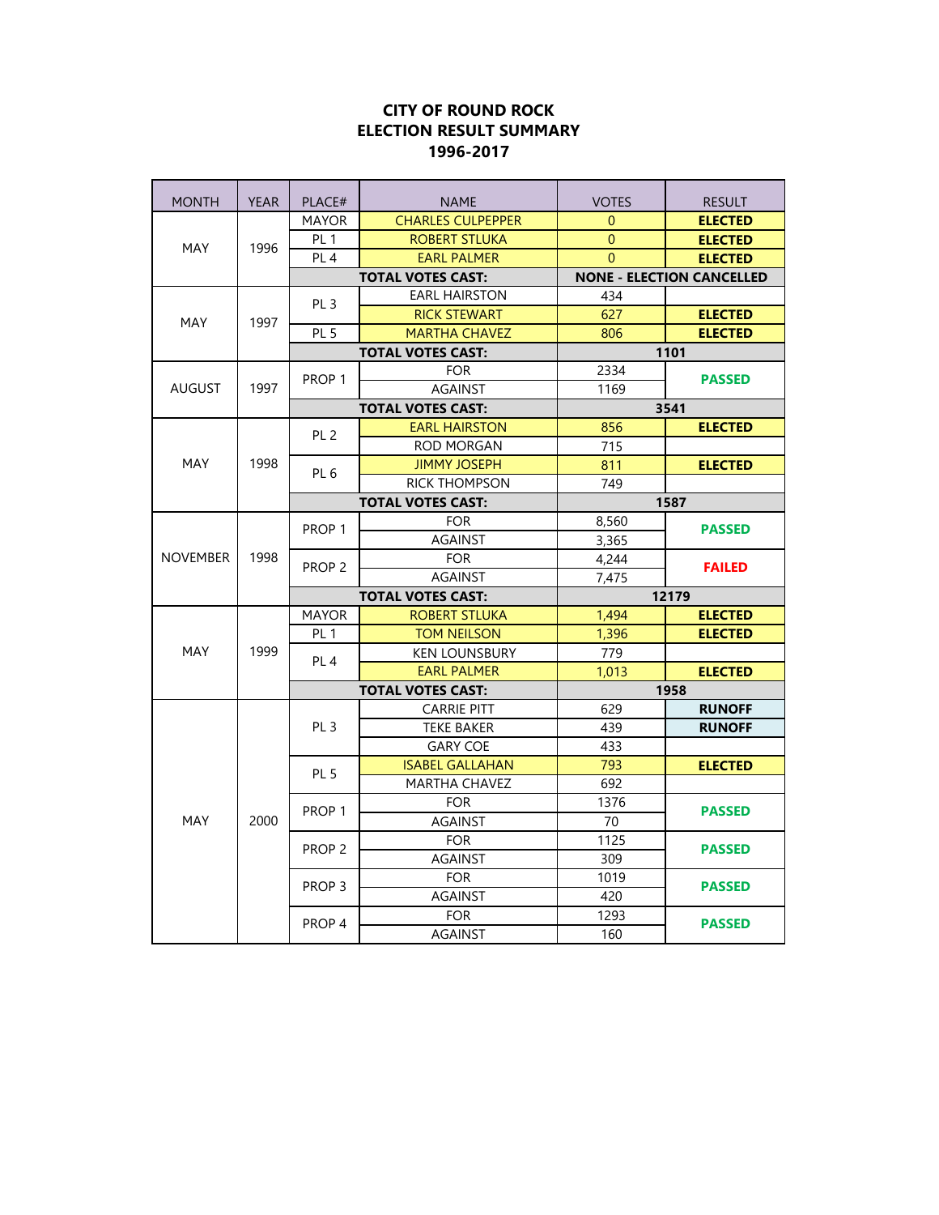**CITY OF ROUND ROCK**
**ELECTION RESULT SUMMARY**
**1996-2017**

| MONTH | YEAR | PLACE# | NAME | VOTES | RESULT |
|---|---|---|---|---|---|
| MAY | 1996 | MAYOR | CHARLES CULPEPPER | 0 | **ELECTED** |
| | | PL 1 | ROBERT STLUKA | 0 | **ELECTED** |
| | | PL 4 | EARL PALMER | 0 | **ELECTED** |
| | | | **TOTAL VOTES CAST:** | **NONE - ELECTION CANCELLED** | |
| MAY | 1997 | PL 3 | EARL HAIRSTON | 434 | |
| | | | RICK STEWART | 627 | **ELECTED** |
| | | PL 5 | MARTHA CHAVEZ | 806 | **ELECTED** |
| | | | **TOTAL VOTES CAST:** | **1101** | |
| AUGUST | 1997 | PROP 1 | FOR | 2334 | **PASSED** |
| | | | AGAINST | 1169 | |
| | | | **TOTAL VOTES CAST:** | **3541** | |
| MAY | 1998 | PL 2 | EARL HAIRSTON | 856 | **ELECTED** |
| | | | ROD MORGAN | 715 | |
| | | PL 6 | JIMMY JOSEPH | 811 | **ELECTED** |
| | | | RICK THOMPSON | 749 | |
| | | | **TOTAL VOTES CAST:** | **1587** | |
| NOVEMBER | 1998 | PROP 1 | FOR | 8,560 | **PASSED** |
| | | | AGAINST | 3,365 | |
| | | PROP 2 | FOR | 4,244 | **FAILED** |
| | | | AGAINST | 7,475 | |
| | | | **TOTAL VOTES CAST:** | **12179** | |
| MAY | 1999 | MAYOR | ROBERT STLUKA | 1,494 | **ELECTED** |
| | | PL 1 | TOM NEILSON | 1,396 | **ELECTED** |
| | | PL 4 | KEN LOUNSBURY | 779 | |
| | | | EARL PALMER | 1,013 | **ELECTED** |
| | | | **TOTAL VOTES CAST:** | **1958** | |
| MAY | 2000 | PL 3 | CARRIE PITT | 629 | **RUNOFF** |
| | | | TEKE BAKER | 439 | **RUNOFF** |
| | | | GARY COE | 433 | |
| | | PL 5 | ISABEL GALLAHAN | 793 | **ELECTED** |
| | | | MARTHA CHAVEZ | 692 | |
| | | PROP 1 | FOR | 1376 | **PASSED** |
| | | | AGAINST | 70 | |
| | | PROP 2 | FOR | 1125 | **PASSED** |
| | | | AGAINST | 309 | |
| | | PROP 3 | FOR | 1019 | **PASSED** |
| | | | AGAINST | 420 | |
| | | PROP 4 | FOR | 1293 | **PASSED** |
| | | | AGAINST | 160 | |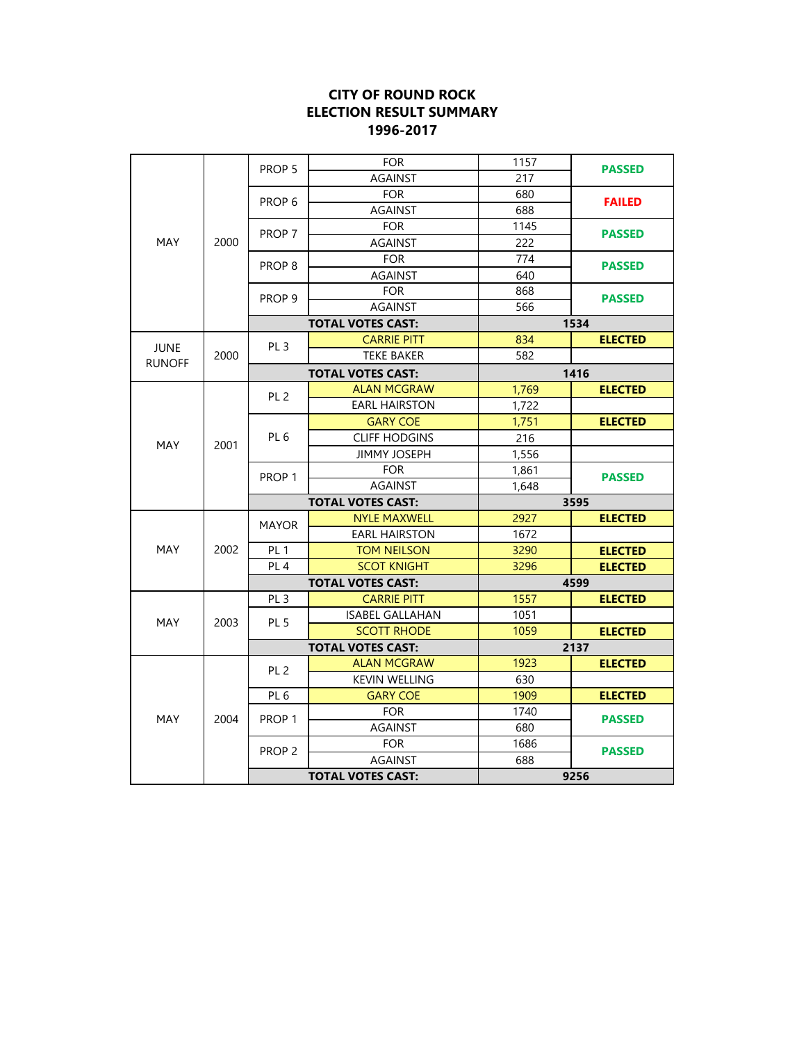# CITY OF ROUND ROCK
# ELECTION RESULT SUMMARY
# 1996-2017

| Month | Year | Race | Candidate/Choice | Votes | Result |
|---|---|---|---|---|---|
| MAY | 2000 | PROP 5 | FOR | 1157 | PASSED |
| | | | AGAINST | 217 | |
| | | PROP 6 | FOR | 680 | FAILED |
| | | | AGAINST | 688 | |
| | | PROP 7 | FOR | 1145 | PASSED |
| | | | AGAINST | 222 | |
| | | PROP 8 | FOR | 774 | PASSED |
| | | | AGAINST | 640 | |
| | | PROP 9 | FOR | 868 | PASSED |
| | | | AGAINST | 566 | |
| | | | **TOTAL VOTES CAST:** | **1534** | |
| JUNE RUNOFF | 2000 | PL 3 | CARRIE PITT | 834 | **ELECTED** |
| | | | TEKE BAKER | 582 | |
| | | | **TOTAL VOTES CAST:** | **1416** | |
| MAY | 2001 | PL 2 | ALAN MCGRAW | 1,769 | **ELECTED** |
| | | | EARL HAIRSTON | 1,722 | |
| | | PL 6 | GARY COE | 1,751 | **ELECTED** |
| | | | CLIFF HODGINS | 216 | |
| | | | JIMMY JOSEPH | 1,556 | |
| | | PROP 1 | FOR | 1,861 | PASSED |
| | | | AGAINST | 1,648 | |
| | | | **TOTAL VOTES CAST:** | **3595** | |
| MAY | 2002 | MAYOR | NYLE MAXWELL | 2927 | **ELECTED** |
| | | | EARL HAIRSTON | 1672 | |
| | | PL 1 | TOM NEILSON | 3290 | **ELECTED** |
| | | PL 4 | SCOT KNIGHT | 3296 | **ELECTED** |
| | | | **TOTAL VOTES CAST:** | **4599** | |
| MAY | 2003 | PL 3 | CARRIE PITT | 1557 | **ELECTED** |
| | | PL 5 | ISABEL GALLAHAN | 1051 | |
| | | | SCOTT RHODE | 1059 | **ELECTED** |
| | | | **TOTAL VOTES CAST:** | **2137** | |
| MAY | 2004 | PL 2 | ALAN MCGRAW | 1923 | **ELECTED** |
| | | | KEVIN WELLING | 630 | |
| | | PL 6 | GARY COE | 1909 | **ELECTED** |
| | | PROP 1 | FOR | 1740 | PASSED |
| | | | AGAINST | 680 | |
| | | PROP 2 | FOR | 1686 | PASSED |
| | | | AGAINST | 688 | |
| | | | **TOTAL VOTES CAST:** | **9256** | |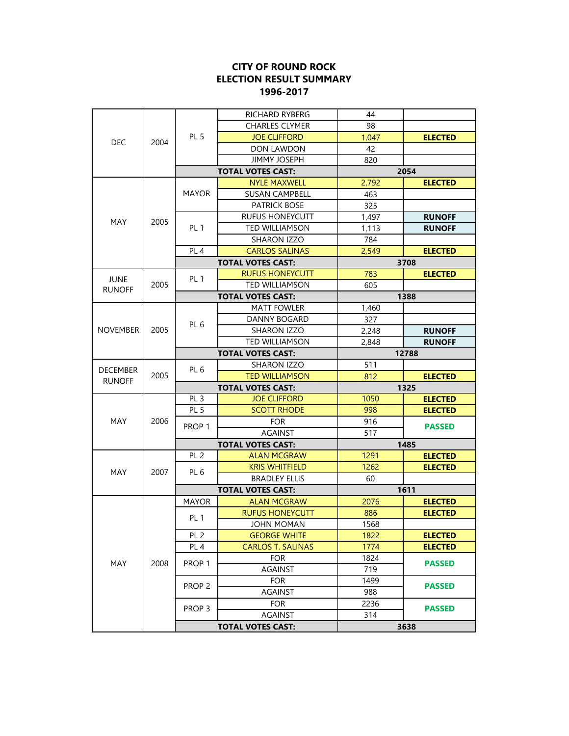# CITY OF ROUND ROCK
# ELECTION RESULT SUMMARY
# 1996-2017

| | | | | | |
|---|---|---|---|---|---|
| DEC | 2004 | PL 5 | RICHARD RYBERG | 44 | |
| | | | CHARLES CLYMER | 98 | |
| | | | JOE CLIFFORD | 1,047 | **ELECTED** |
| | | | DON LAWDON | 42 | |
| | | | JIMMY JOSEPH | 820 | |
| | | | **TOTAL VOTES CAST:** | **2054** | |
| MAY | 2005 | MAYOR | NYLE MAXWELL | 2,792 | **ELECTED** |
| | | | SUSAN CAMPBELL | 463 | |
| | | | PATRICK BOSE | 325 | |
| | | PL 1 | RUFUS HONEYCUTT | 1,497 | **RUNOFF** |
| | | | TED WILLIAMSON | 1,113 | **RUNOFF** |
| | | | SHARON IZZO | 784 | |
| | | PL 4 | CARLOS SALINAS | 2,549 | **ELECTED** |
| | | | **TOTAL VOTES CAST:** | **3708** | |
| JUNE RUNOFF | 2005 | PL 1 | RUFUS HONEYCUTT | 783 | **ELECTED** |
| | | | TED WILLIAMSON | 605 | |
| | | | **TOTAL VOTES CAST:** | **1388** | |
| NOVEMBER | 2005 | PL 6 | MATT FOWLER | 1,460 | |
| | | | DANNY BOGARD | 327 | |
| | | | SHARON IZZO | 2,248 | **RUNOFF** |
| | | | TED WILLIAMSON | 2,848 | **RUNOFF** |
| | | | **TOTAL VOTES CAST:** | **12788** | |
| DECEMBER RUNOFF | 2005 | PL 6 | SHARON IZZO | 511 | |
| | | | TED WILLIAMSON | 812 | **ELECTED** |
| | | | **TOTAL VOTES CAST:** | **1325** | |
| MAY | 2006 | PL 3 | JOE CLIFFORD | 1050 | **ELECTED** |
| | | PL 5 | SCOTT RHODE | 998 | **ELECTED** |
| | | PROP 1 | FOR | 916 | **PASSED** |
| | | | AGAINST | 517 | |
| | | | **TOTAL VOTES CAST:** | **1485** | |
| MAY | 2007 | PL 2 | ALAN MCGRAW | 1291 | **ELECTED** |
| | | PL 6 | KRIS WHITFIELD | 1262 | **ELECTED** |
| | | | BRADLEY ELLIS | 60 | |
| | | | **TOTAL VOTES CAST:** | **1611** | |
| MAY | 2008 | MAYOR | ALAN MCGRAW | 2076 | **ELECTED** |
| | | PL 1 | RUFUS HONEYCUTT | 886 | **ELECTED** |
| | | | JOHN MOMAN | 1568 | |
| | | PL 2 | GEORGE WHITE | 1822 | **ELECTED** |
| | | PL 4 | CARLOS T. SALINAS | 1774 | **ELECTED** |
| | | PROP 1 | FOR | 1824 | **PASSED** |
| | | | AGAINST | 719 | |
| | | PROP 2 | FOR | 1499 | **PASSED** |
| | | | AGAINST | 988 | |
| | | PROP 3 | FOR | 2236 | **PASSED** |
| | | | AGAINST | 314 | |
| | | | **TOTAL VOTES CAST:** | **3638** | |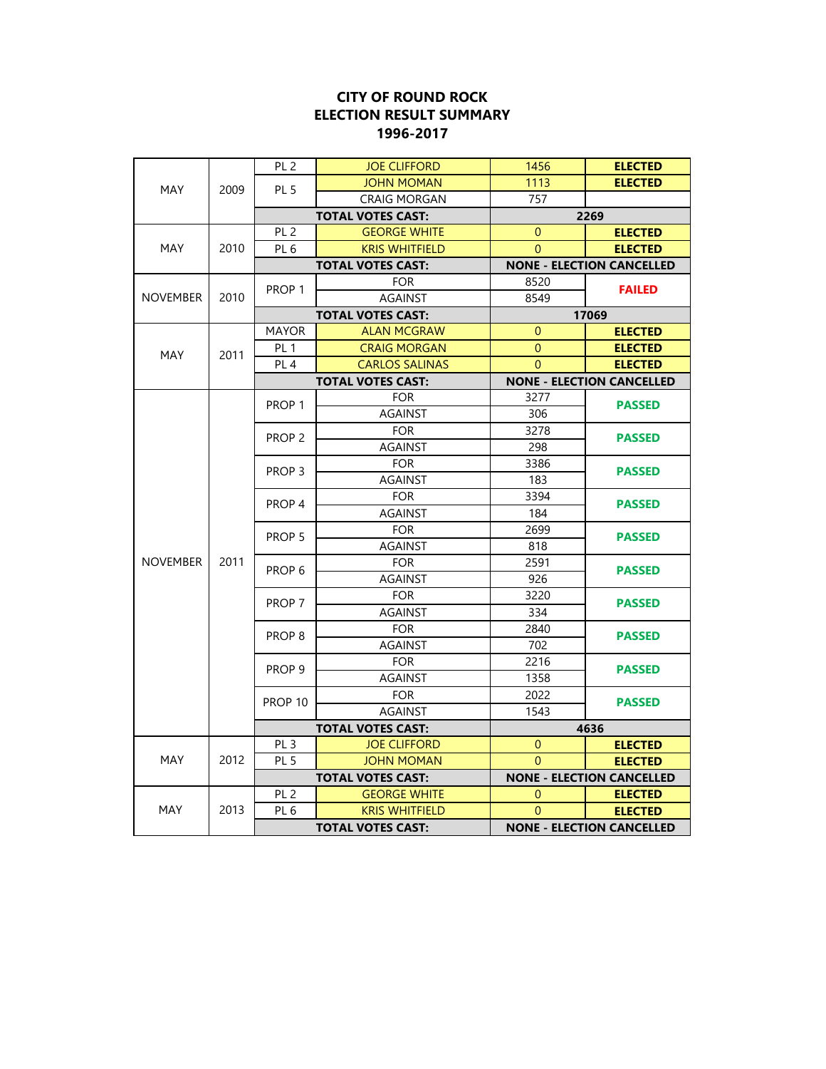**CITY OF ROUND ROCK**
**ELECTION RESULT SUMMARY**
**1996-2017**

| Month | Year | Position | Candidate/Option | Votes | Result |
|---|---|---|---|---|---|
| MAY | 2009 | PL 2 | JOE CLIFFORD | 1456 | ELECTED |
| | | PL 5 | JOHN MOMAN | 1113 | ELECTED |
| | | | CRAIG MORGAN | 757 | |
| | | | TOTAL VOTES CAST: | 2269 | |
| MAY | 2010 | PL 2 | GEORGE WHITE | 0 | ELECTED |
| | | PL 6 | KRIS WHITFIELD | 0 | ELECTED |
| | | | TOTAL VOTES CAST: | NONE - ELECTION CANCELLED | |
| NOVEMBER | 2010 | PROP 1 | FOR | 8520 | FAILED |
| | | | AGAINST | 8549 | |
| | | | TOTAL VOTES CAST: | 17069 | |
| MAY | 2011 | MAYOR | ALAN MCGRAW | 0 | ELECTED |
| | | PL 1 | CRAIG MORGAN | 0 | ELECTED |
| | | PL 4 | CARLOS SALINAS | 0 | ELECTED |
| | | | TOTAL VOTES CAST: | NONE - ELECTION CANCELLED | |
| NOVEMBER | 2011 | PROP 1 | FOR | 3277 | PASSED |
| | | | AGAINST | 306 | |
| | | PROP 2 | FOR | 3278 | PASSED |
| | | | AGAINST | 298 | |
| | | PROP 3 | FOR | 3386 | PASSED |
| | | | AGAINST | 183 | |
| | | PROP 4 | FOR | 3394 | PASSED |
| | | | AGAINST | 184 | |
| | | PROP 5 | FOR | 2699 | PASSED |
| | | | AGAINST | 818 | |
| | | PROP 6 | FOR | 2591 | PASSED |
| | | | AGAINST | 926 | |
| | | PROP 7 | FOR | 3220 | PASSED |
| | | | AGAINST | 334 | |
| | | PROP 8 | FOR | 2840 | PASSED |
| | | | AGAINST | 702 | |
| | | PROP 9 | FOR | 2216 | PASSED |
| | | | AGAINST | 1358 | |
| | | PROP 10 | FOR | 2022 | PASSED |
| | | | AGAINST | 1543 | |
| | | | TOTAL VOTES CAST: | 4636 | |
| MAY | 2012 | PL 3 | JOE CLIFFORD | 0 | ELECTED |
| | | PL 5 | JOHN MOMAN | 0 | ELECTED |
| | | | TOTAL VOTES CAST: | NONE - ELECTION CANCELLED | |
| MAY | 2013 | PL 2 | GEORGE WHITE | 0 | ELECTED |
| | | PL 6 | KRIS WHITFIELD | 0 | ELECTED |
| | | | TOTAL VOTES CAST: | NONE - ELECTION CANCELLED | |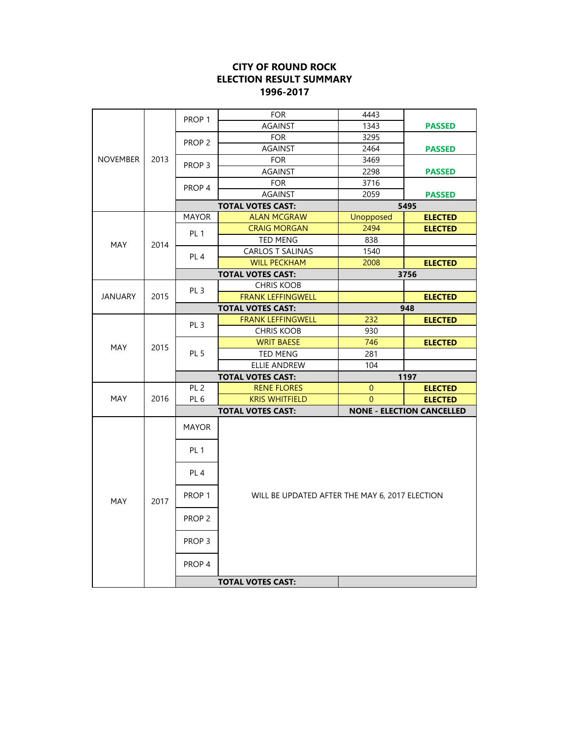**CITY OF ROUND ROCK**
**ELECTION RESULT SUMMARY**
**1996-2017**

| | | | | | |
|---|---|---|---|---|---|
| NOVEMBER | 2013 | PROP 1 | FOR | 4443 | |
| | | | AGAINST | 1343 | **PASSED** |
| | | PROP 2 | FOR | 3295 | |
| | | | AGAINST | 2464 | **PASSED** |
| | | PROP 3 | FOR | 3469 | |
| | | | AGAINST | 2298 | **PASSED** |
| | | PROP 4 | FOR | 3716 | |
| | | | AGAINST | 2059 | **PASSED** |
| | | **TOTAL VOTES CAST:** | | **5495** | |
| MAY | 2014 | MAYOR | ALAN MCGRAW | Unopposed | **ELECTED** |
| | | PL 1 | CRAIG MORGAN | 2494 | **ELECTED** |
| | | | TED MENG | 838 | |
| | | PL 4 | CARLOS T SALINAS | 1540 | |
| | | | WILL PECKHAM | 2008 | **ELECTED** |
| | | **TOTAL VOTES CAST:** | | **3756** | |
| JANUARY | 2015 | PL 3 | CHRIS KOOB | | |
| | | | FRANK LEFFINGWELL | | **ELECTED** |
| | | **TOTAL VOTES CAST:** | | **948** | |
| MAY | 2015 | PL 3 | FRANK LEFFINGWELL | 232 | **ELECTED** |
| | | | CHRIS KOOB | 930 | |
| | | PL 5 | WRIT BAESE | 746 | **ELECTED** |
| | | | TED MENG | 281 | |
| | | | ELLIE ANDREW | 104 | |
| | | **TOTAL VOTES CAST:** | | **1197** | |
| MAY | 2016 | PL 2 | RENE FLORES | 0 | **ELECTED** |
| | | PL 6 | KRIS WHITFIELD | 0 | **ELECTED** |
| | | **TOTAL VOTES CAST:** | | **NONE - ELECTION CANCELLED** | |
| MAY | 2017 | MAYOR | WILL BE UPDATED AFTER THE MAY 6, 2017 ELECTION | | |
| | | PL 1 | | | |
| | | PL 4 | | | |
| | | PROP 1 | | | |
| | | PROP 2 | | | |
| | | PROP 3 | | | |
| | | PROP 4 | | | |
| | | **TOTAL VOTES CAST:** | | | |